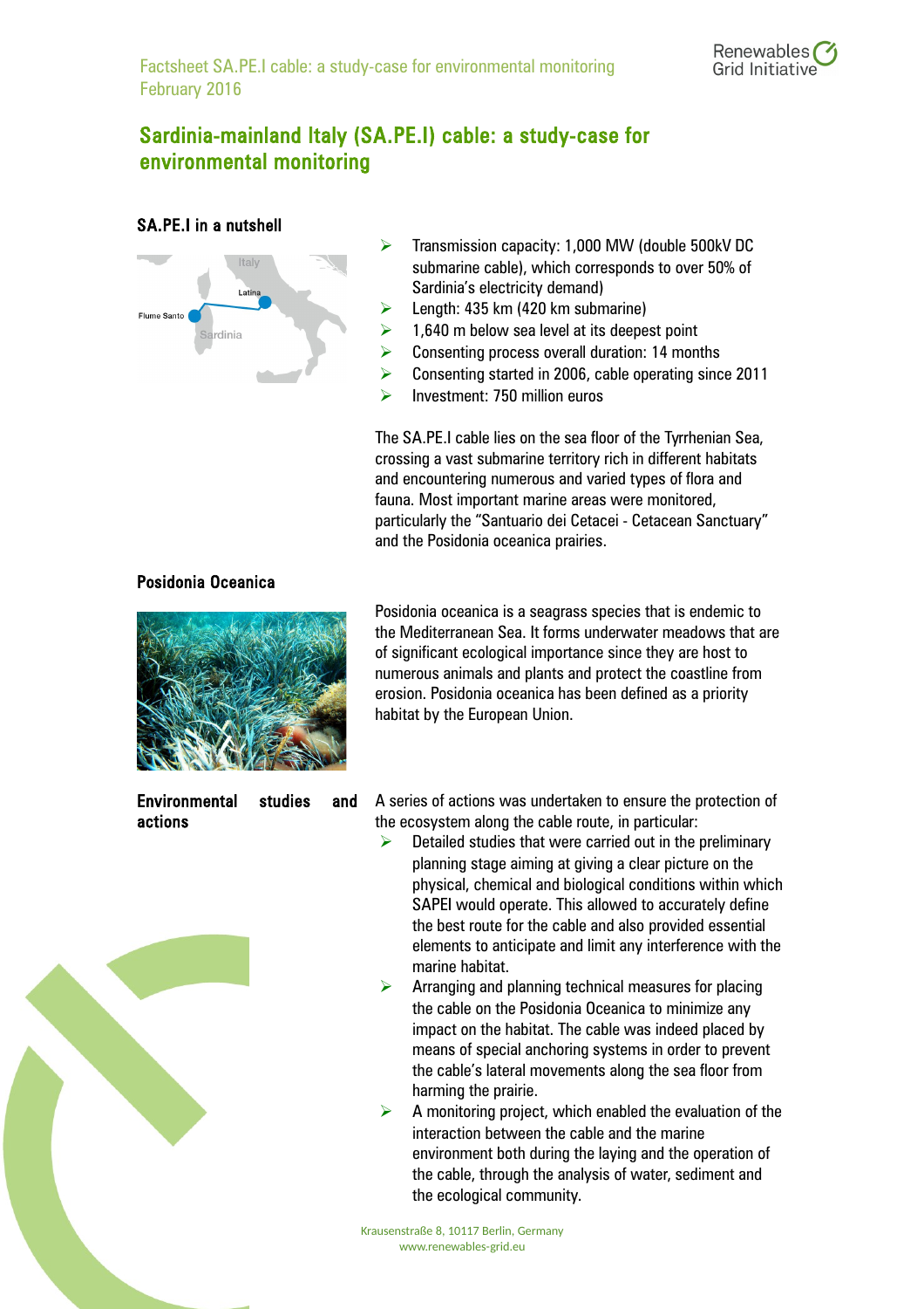# Sardinia-mainland Italy (SA.PE.I) cable: a study-case for environmental monitoring

## SA.PE.I in a nutshell

- Transmission capacity: 1,000 MW (double 500kV DC submarine cable), which corresponds to over 50% of Sardinia's electricity demand)
- Length: 435 km (420 km submarine)
- 1,640 m below sea level at its deepest point
- Consenting process overall duration: 14 months
- Consenting started in 2006, cable operating since 2011
- Investment: 750 million euros

The SA.PE.I cable lies on the sea floor of the Tyrrhenian Sea, crossing a vast submarine territory rich in different habitats and encountering numerous and varied types of flora and fauna. Most important marine areas were monitored, particularly the "Santuario dei Cetacei - Cetacean Sanctuary" and the Posidonia oceanica prairies.

## Posidonia Oceanica

Posidonia oceanica is a seagrass species that is endemic to the Mediterranean Sea. It forms underwater meadows that are of significant ecological importance since they are host to numerous animals and plants and protect the coastline from erosion. Posidonia oceanica has been defined as a priority habitat by the European Union.

## Environmental studies and actions

A series of actions was undertaken to ensure the protection of the ecosystem along the cable route, in particular:

- Detailed studies that were carried out in the preliminary planning stage aiming at giving a clear picture on the physical, chemical and biological conditions within which SAPEI would operate. This allowed to accurately define the best route for the cable and also provided essential elements to anticipate and limit any interference with the marine habitat.
- Arranging and planning technical measures for placing the cable on the Posidonia Oceanica to minimize any impact on the habitat. The cable was indeed placed by means of special anchoring systems in order to prevent the cable's lateral movements along the sea floor from harming the prairie.
- A monitoring project, which enabled the evaluation of the interaction between the cable and the marine environment both during the laying and the operation of the cable, through the analysis of water, sediment and the ecological community.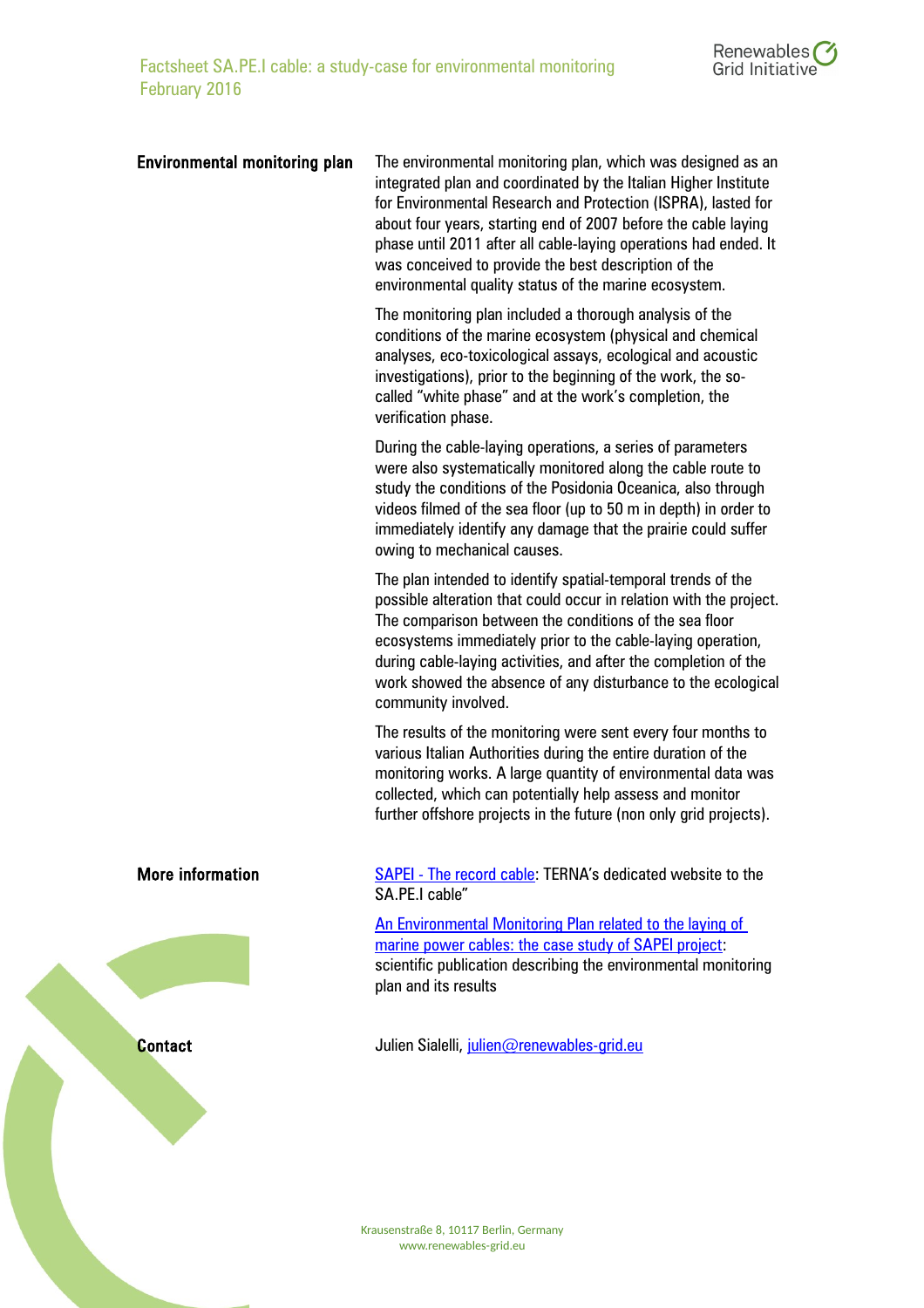## Environmental monitoring plan

The environmental monitoring plan, which was designed as an integrated plan and coordinated by the Italian Higher Institute for Environmental Research and Protection (ISPRA), lasted for about four years, starting end of 2007 before the cable laying phase until 2011 after all cable-laying operations had ended. It was conceived to provide the best description of the environmental quality status of the marine ecosystem.

The monitoring plan included a thorough analysis of the conditions of the marine ecosystem (physical and chemical analyses, eco-toxicological assays, ecological and acoustic investigations), prior to the beginning of the work, the so-called "white phase" and at the work's completion, the verification phase.

During the cable-laying operations, a series of parameters were also systematically monitored along the cable route to study the conditions of the Posidonia Oceanica, also through videos filmed of the sea floor (up to 50 m in depth) in order to immediately identify any damage that the prairie could suffer owing to mechanical causes.

The plan intended to identify spatial-temporal trends of the possible alteration that could occur in relation with the project. The comparison between the conditions of the sea floor ecosystems immediately prior to the cable-laying operation, during cable-laying activities, and after the completion of the work showed the absence of any disturbance to the ecological community involved.

The results of the monitoring were sent every four months to various Italian Authorities during the entire duration of the monitoring works. A large quantity of environmental data was collected, which can potentially help assess and monitor further offshore projects in the future (non only grid projects).

## More information

[SAPEI - The record cable](): TERNA's dedicated website to the SA.PE.I cable"

[An Environmental Monitoring Plan related to the laying of marine power cables: the case study of SAPEI project](): scientific publication describing the environmental monitoring plan and its results

## Contact

Julien Sialelli, julien@renewables-grid.eu

Krausenstraße 8, 10117 Berlin, Germany
www.renewables-grid.eu